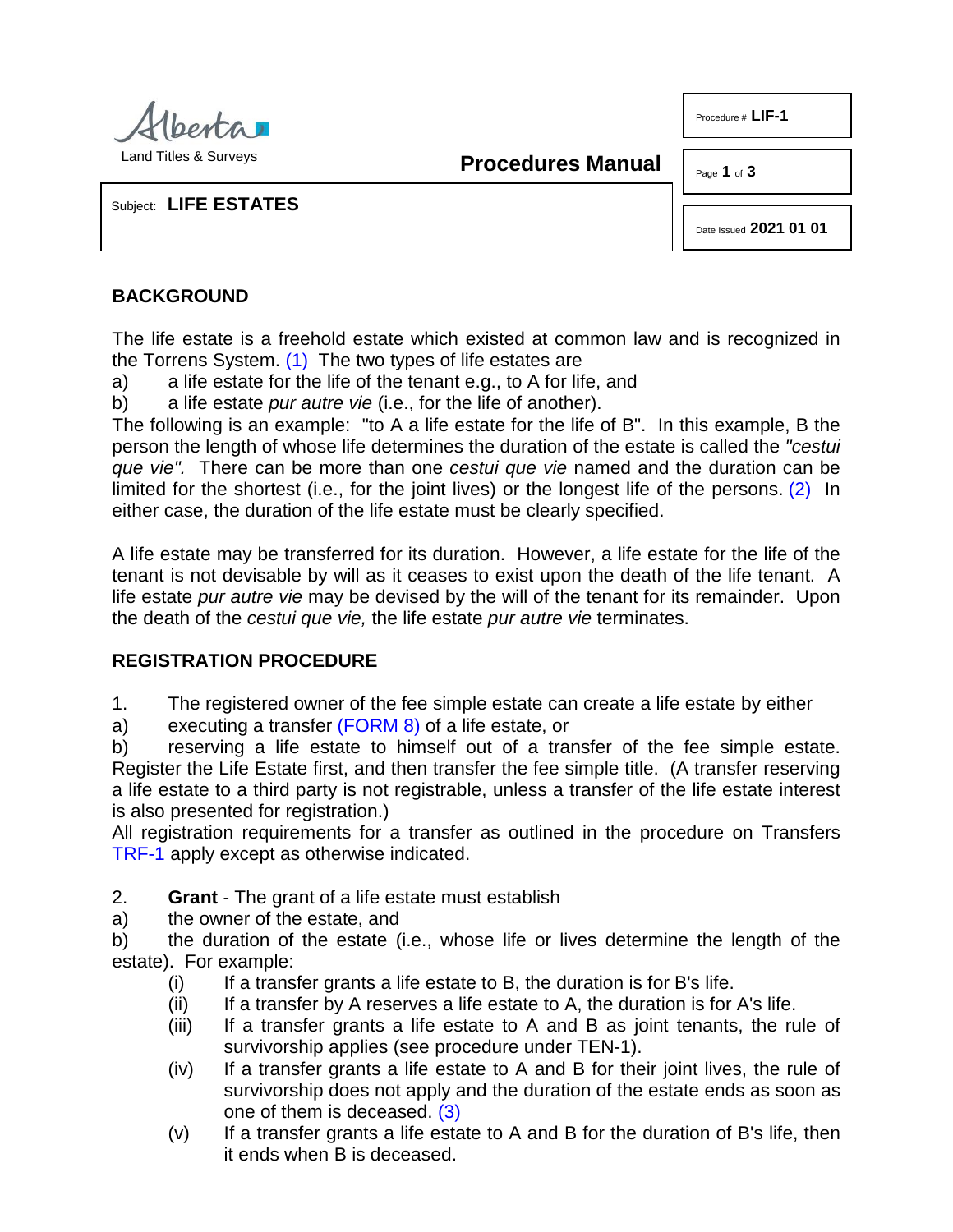Alberta Land Titles & Surveys

**Procedures Manual**

Procedure # **LIF-1**

Date Issued **2021 01 01**

Subject: **LIFE ESTATES**

## BACKGROUND

The life estate is a freehold estate which existed at common law and is recognized in the Torrens System. (1) The two types of life estates are

a) a life estate for the life of the tenant e.g., to A for life, and

b) a life estate *pur autre vie* (i.e., for the life of another).

The following is an example: "to A a life estate for the life of B". In this example, B the person the length of whose life determines the duration of the estate is called the *"cestui que vie".* There can be more than one *cestui que vie* named and the duration can be limited for the shortest (i.e., for the joint lives) or the longest life of the persons. (2) In either case, the duration of the life estate must be clearly specified.

A life estate may be transferred for its duration. However, a life estate for the life of the tenant is not devisable by will as it ceases to exist upon the death of the life tenant. A life estate *pur autre vie* may be devised by the will of the tenant for its remainder. Upon the death of the *cestui que vie,* the life estate *pur autre vie* terminates.

## REGISTRATION PROCEDURE

1. The registered owner of the fee simple estate can create a life estate by either

a) executing a transfer (FORM 8) of a life estate, or

b) reserving a life estate to himself out of a transfer of the fee simple estate. Register the Life Estate first, and then transfer the fee simple title. (A transfer reserving a life estate to a third party is not registrable, unless a transfer of the life estate interest is also presented for registration.)

All registration requirements for a transfer as outlined in the procedure on Transfers TRF-1 apply except as otherwise indicated.

2. **Grant** - The grant of a life estate must establish

a) the owner of the estate, and

b) the duration of the estate (i.e., whose life or lives determine the length of the estate). For example:

   (i) If a transfer grants a life estate to B, the duration is for B's life.

   (ii) If a transfer by A reserves a life estate to A, the duration is for A's life.

   (iii) If a transfer grants a life estate to A and B as joint tenants, the rule of survivorship applies (see procedure under TEN-1).

   (iv) If a transfer grants a life estate to A and B for their joint lives, the rule of survivorship does not apply and the duration of the estate ends as soon as one of them is deceased. (3)

   (v) If a transfer grants a life estate to A and B for the duration of B's life, then it ends when B is deceased.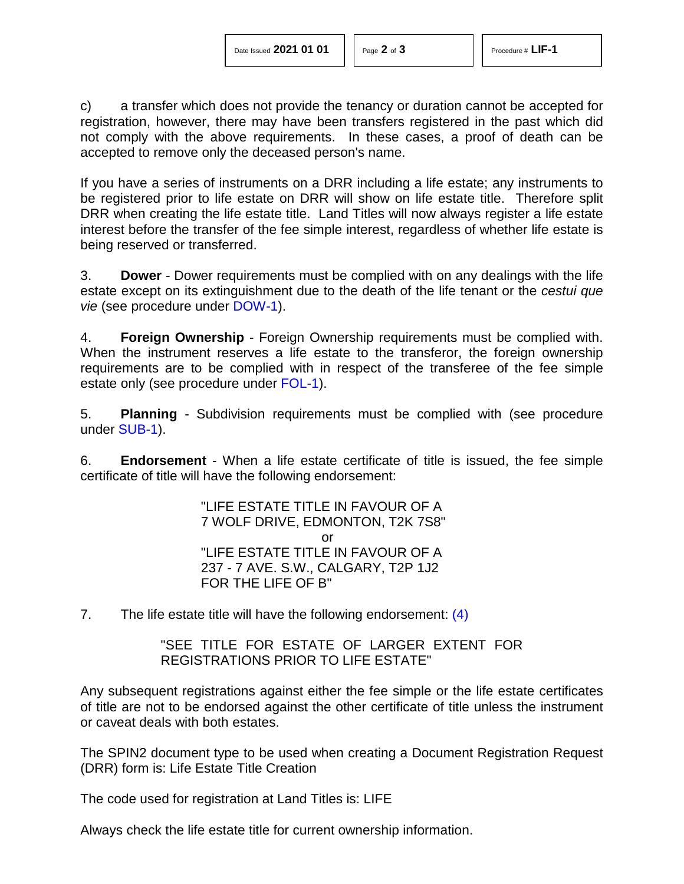c) a transfer which does not provide the tenancy or duration cannot be accepted for registration, however, there may have been transfers registered in the past which did not comply with the above requirements. In these cases, a proof of death can be accepted to remove only the deceased person's name.

If you have a series of instruments on a DRR including a life estate; any instruments to be registered prior to life estate on DRR will show on life estate title. Therefore split DRR when creating the life estate title. Land Titles will now always register a life estate interest before the transfer of the fee simple interest, regardless of whether life estate is being reserved or transferred.

3. **Dower** - Dower requirements must be complied with on any dealings with the life estate except on its extinguishment due to the death of the life tenant or the *cestui que vie* (see procedure under DOW-1).

4. **Foreign Ownership** - Foreign Ownership requirements must be complied with. When the instrument reserves a life estate to the transferor, the foreign ownership requirements are to be complied with in respect of the transferee of the fee simple estate only (see procedure under FOL-1).

5. **Planning** - Subdivision requirements must be complied with (see procedure under SUB-1).

6. **Endorsement** - When a life estate certificate of title is issued, the fee simple certificate of title will have the following endorsement:

> "LIFE ESTATE TITLE IN FAVOUR OF A
> 7 WOLF DRIVE, EDMONTON, T2K 7S8"
>
> or
>
> "LIFE ESTATE TITLE IN FAVOUR OF A
> 237 - 7 AVE. S.W., CALGARY, T2P 1J2
> FOR THE LIFE OF B"

7. The life estate title will have the following endorsement: (4)

> "SEE TITLE FOR ESTATE OF LARGER EXTENT FOR REGISTRATIONS PRIOR TO LIFE ESTATE"

Any subsequent registrations against either the fee simple or the life estate certificates of title are not to be endorsed against the other certificate of title unless the instrument or caveat deals with both estates.

The SPIN2 document type to be used when creating a Document Registration Request (DRR) form is: Life Estate Title Creation

The code used for registration at Land Titles is: LIFE

Always check the life estate title for current ownership information.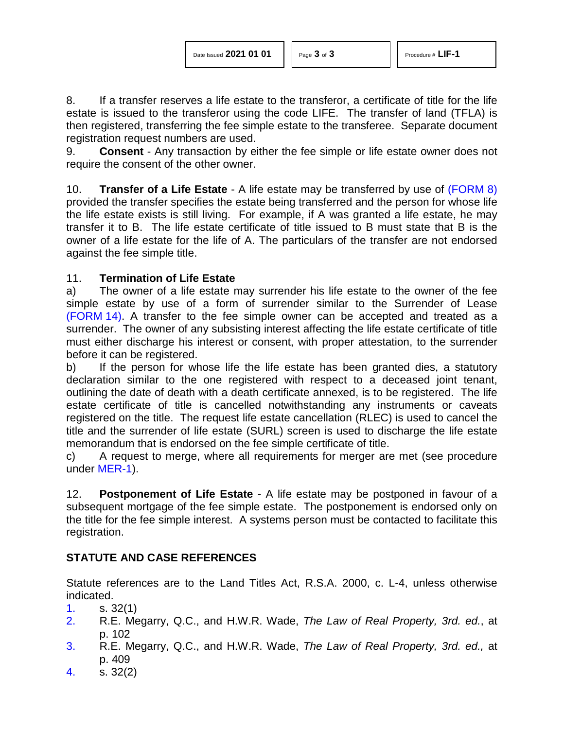8. If a transfer reserves a life estate to the transferor, a certificate of title for the life estate is issued to the transferor using the code LIFE. The transfer of land (TFLA) is then registered, transferring the fee simple estate to the transferee. Separate document registration request numbers are used.

9. **Consent** - Any transaction by either the fee simple or life estate owner does not require the consent of the other owner.

10. **Transfer of a Life Estate** - A life estate may be transferred by use of (FORM 8) provided the transfer specifies the estate being transferred and the person for whose life the life estate exists is still living. For example, if A was granted a life estate, he may transfer it to B. The life estate certificate of title issued to B must state that B is the owner of a life estate for the life of A. The particulars of the transfer are not endorsed against the fee simple title.

11. **Termination of Life Estate**

a) The owner of a life estate may surrender his life estate to the owner of the fee simple estate by use of a form of surrender similar to the Surrender of Lease (FORM 14). A transfer to the fee simple owner can be accepted and treated as a surrender. The owner of any subsisting interest affecting the life estate certificate of title must either discharge his interest or consent, with proper attestation, to the surrender before it can be registered.

b) If the person for whose life the life estate has been granted dies, a statutory declaration similar to the one registered with respect to a deceased joint tenant, outlining the date of death with a death certificate annexed, is to be registered. The life estate certificate of title is cancelled notwithstanding any instruments or caveats registered on the title. The request life estate cancellation (RLEC) is used to cancel the title and the surrender of life estate (SURL) screen is used to discharge the life estate memorandum that is endorsed on the fee simple certificate of title.

c) A request to merge, where all requirements for merger are met (see procedure under MER-1).

12. **Postponement of Life Estate** - A life estate may be postponed in favour of a subsequent mortgage of the fee simple estate. The postponement is endorsed only on the title for the fee simple interest. A systems person must be contacted to facilitate this registration.

## STATUTE AND CASE REFERENCES

Statute references are to the Land Titles Act, R.S.A. 2000, c. L-4, unless otherwise indicated.

1. s. 32(1)
2. R.E. Megarry, Q.C., and H.W.R. Wade, *The Law of Real Property, 3rd. ed.*, at p. 102
3. R.E. Megarry, Q.C., and H.W.R. Wade, *The Law of Real Property, 3rd. ed.,* at p. 409
4. s. 32(2)